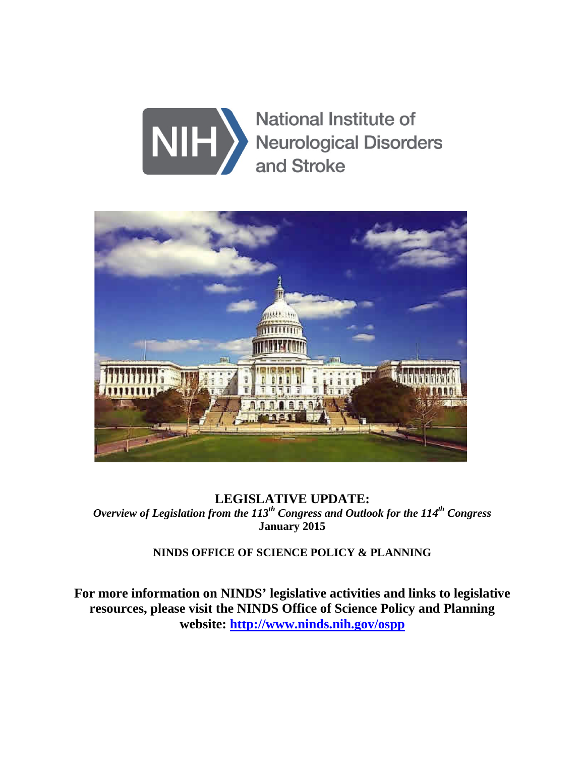National Institute of Neurological Disorders and Stroke

# LEGISLATIVE UPDATE:

*Overview of Legislation from the 113th Congress and Outlook for the 114th Congress*

**January 2015**

**NINDS OFFICE OF SCIENCE POLICY & PLANNING**

**For more information on NINDS' legislative activities and links to legislative resources, please visit the NINDS Office of Science Policy and Planning website: [http://www.ninds.nih.gov/ospp](http://www.ninds.nih.gov/ospp)**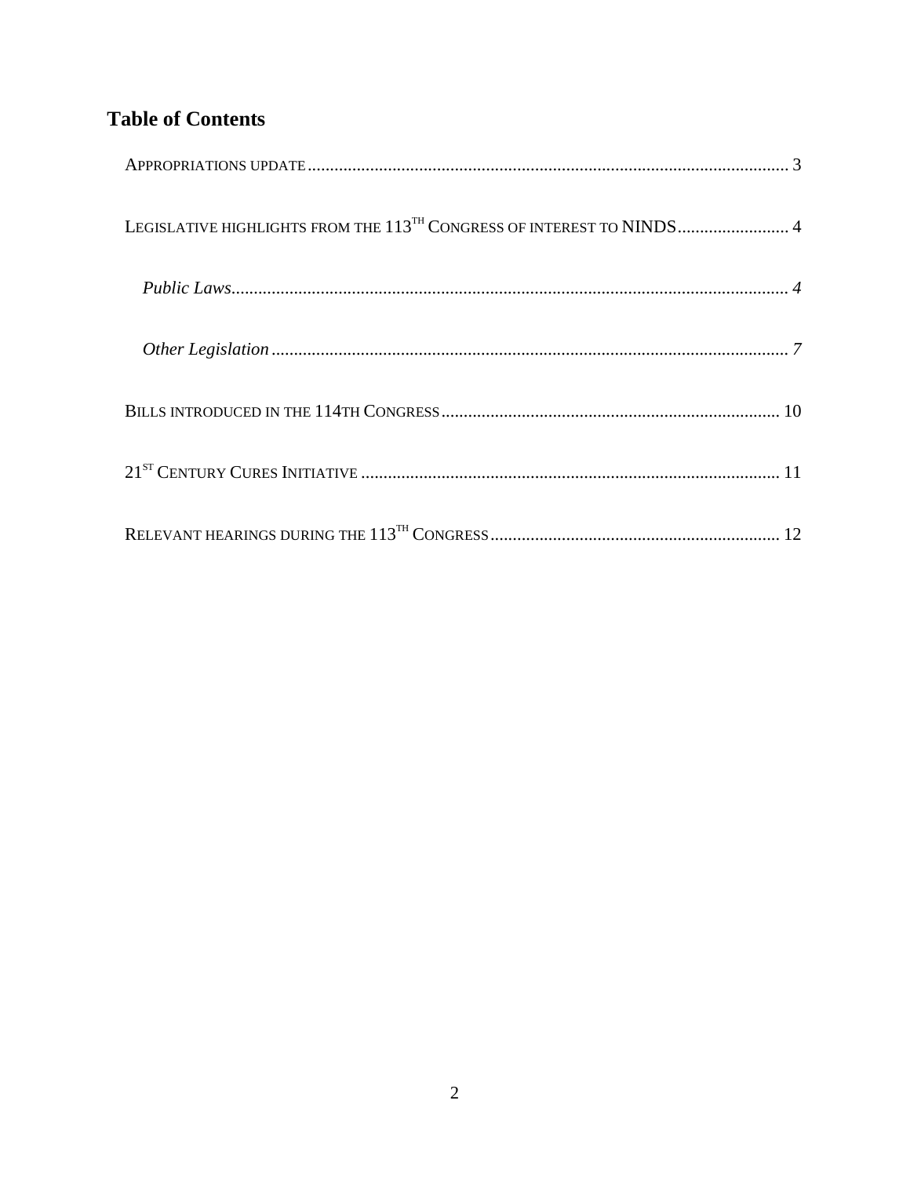## Table of Contents

APPROPRIATIONS UPDATE ........................................................................................................ 3

LEGISLATIVE HIGHLIGHTS FROM THE 113TH CONGRESS OF INTEREST TO NINDS ......................... 4

*Public Laws* ........................................................................................................................... *4*

*Other Legislation* .................................................................................................................. *7*

BILLS INTRODUCED IN THE 114TH CONGRESS ............................................................................ 10

21ST CENTURY CURES INITIATIVE ............................................................................................. 11

RELEVANT HEARINGS DURING THE 113TH CONGRESS ................................................................. 12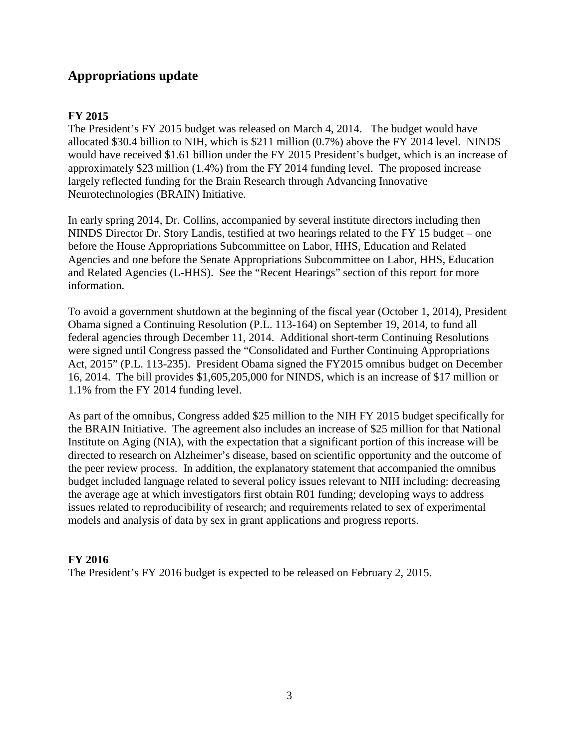## Appropriations update

### FY 2015

The President's FY 2015 budget was released on March 4, 2014. The budget would have allocated $30.4 billion to NIH, which is $211 million (0.7%) above the FY 2014 level. NINDS would have received $1.61 billion under the FY 2015 President's budget, which is an increase of approximately $23 million (1.4%) from the FY 2014 funding level. The proposed increase largely reflected funding for the Brain Research through Advancing Innovative Neurotechnologies (BRAIN) Initiative.

In early spring 2014, Dr. Collins, accompanied by several institute directors including then NINDS Director Dr. Story Landis, testified at two hearings related to the FY 15 budget – one before the House Appropriations Subcommittee on Labor, HHS, Education and Related Agencies and one before the Senate Appropriations Subcommittee on Labor, HHS, Education and Related Agencies (L-HHS). See the "Recent Hearings" section of this report for more information.

To avoid a government shutdown at the beginning of the fiscal year (October 1, 2014), President Obama signed a Continuing Resolution (P.L. 113-164) on September 19, 2014, to fund all federal agencies through December 11, 2014. Additional short-term Continuing Resolutions were signed until Congress passed the "Consolidated and Further Continuing Appropriations Act, 2015" (P.L. 113-235). President Obama signed the FY2015 omnibus budget on December 16, 2014. The bill provides $1,605,205,000 for NINDS, which is an increase of $17 million or 1.1% from the FY 2014 funding level.

As part of the omnibus, Congress added $25 million to the NIH FY 2015 budget specifically for the BRAIN Initiative. The agreement also includes an increase of $25 million for that National Institute on Aging (NIA), with the expectation that a significant portion of this increase will be directed to research on Alzheimer's disease, based on scientific opportunity and the outcome of the peer review process. In addition, the explanatory statement that accompanied the omnibus budget included language related to several policy issues relevant to NIH including: decreasing the average age at which investigators first obtain R01 funding; developing ways to address issues related to reproducibility of research; and requirements related to sex of experimental models and analysis of data by sex in grant applications and progress reports.

### FY 2016

The President's FY 2016 budget is expected to be released on February 2, 2015.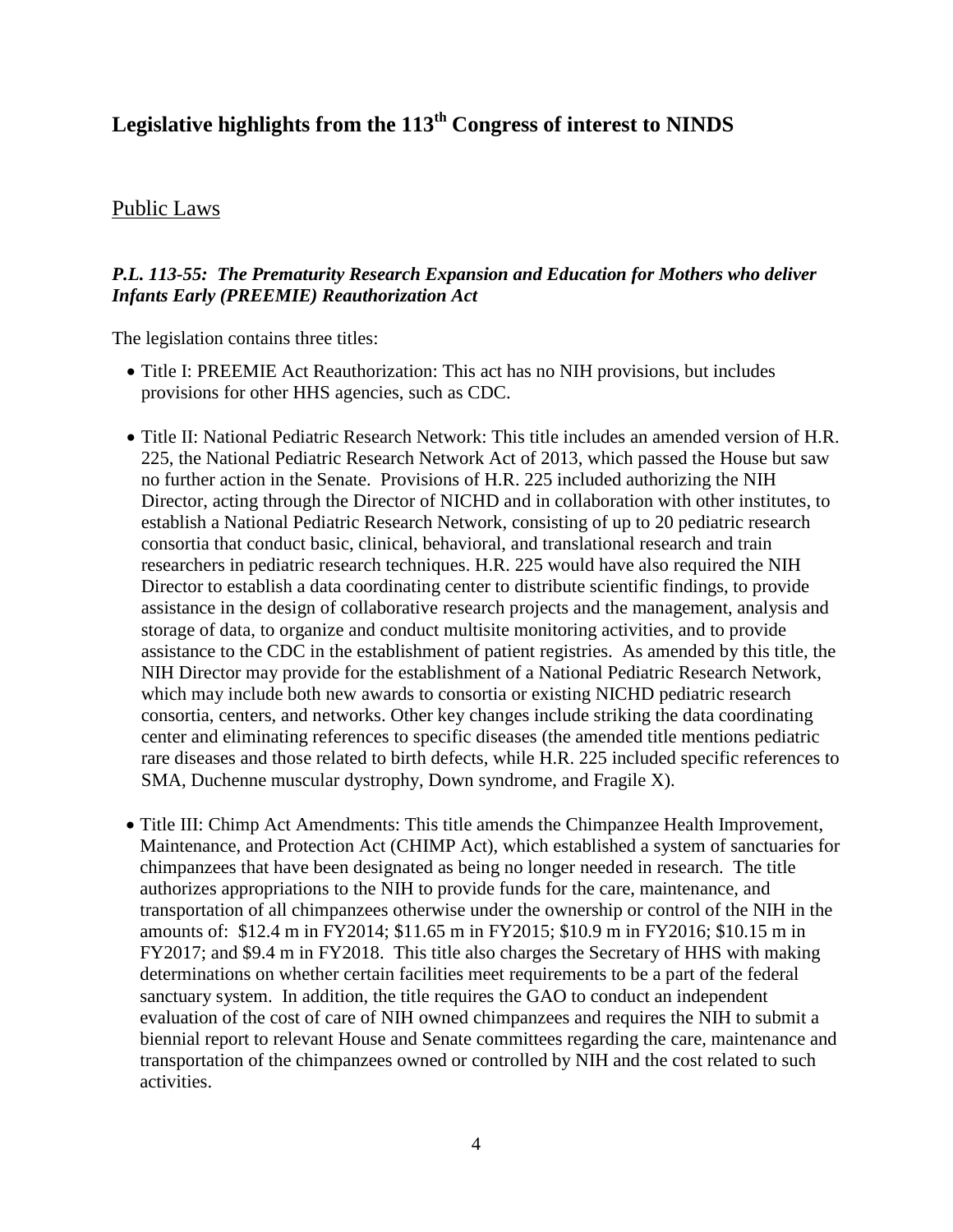# Legislative highlights from the 113th Congress of interest to NINDS

## Public Laws

***P.L. 113-55: The Prematurity Research Expansion and Education for Mothers who deliver Infants Early (PREEMIE) Reauthorization Act***

The legislation contains three titles:

- Title I: PREEMIE Act Reauthorization: This act has no NIH provisions, but includes provisions for other HHS agencies, such as CDC.

- Title II: National Pediatric Research Network: This title includes an amended version of H.R. 225, the National Pediatric Research Network Act of 2013, which passed the House but saw no further action in the Senate. Provisions of H.R. 225 included authorizing the NIH Director, acting through the Director of NICHD and in collaboration with other institutes, to establish a National Pediatric Research Network, consisting of up to 20 pediatric research consortia that conduct basic, clinical, behavioral, and translational research and train researchers in pediatric research techniques. H.R. 225 would have also required the NIH Director to establish a data coordinating center to distribute scientific findings, to provide assistance in the design of collaborative research projects and the management, analysis and storage of data, to organize and conduct multisite monitoring activities, and to provide assistance to the CDC in the establishment of patient registries. As amended by this title, the NIH Director may provide for the establishment of a National Pediatric Research Network, which may include both new awards to consortia or existing NICHD pediatric research consortia, centers, and networks. Other key changes include striking the data coordinating center and eliminating references to specific diseases (the amended title mentions pediatric rare diseases and those related to birth defects, while H.R. 225 included specific references to SMA, Duchenne muscular dystrophy, Down syndrome, and Fragile X).

- Title III: Chimp Act Amendments: This title amends the Chimpanzee Health Improvement, Maintenance, and Protection Act (CHIMP Act), which established a system of sanctuaries for chimpanzees that have been designated as being no longer needed in research. The title authorizes appropriations to the NIH to provide funds for the care, maintenance, and transportation of all chimpanzees otherwise under the ownership or control of the NIH in the amounts of: $12.4 m in FY2014; $11.65 m in FY2015; $10.9 m in FY2016; $10.15 m in FY2017; and $9.4 m in FY2018. This title also charges the Secretary of HHS with making determinations on whether certain facilities meet requirements to be a part of the federal sanctuary system. In addition, the title requires the GAO to conduct an independent evaluation of the cost of care of NIH owned chimpanzees and requires the NIH to submit a biennial report to relevant House and Senate committees regarding the care, maintenance and transportation of the chimpanzees owned or controlled by NIH and the cost related to such activities.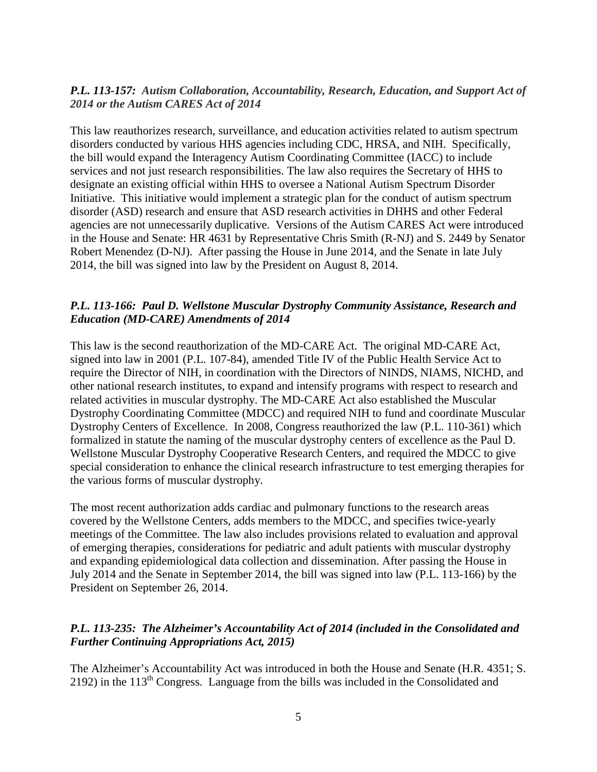### *P.L. 113-157: Autism Collaboration, Accountability, Research, Education, and Support Act of 2014 or the Autism CARES Act of 2014*

This law reauthorizes research, surveillance, and education activities related to autism spectrum disorders conducted by various HHS agencies including CDC, HRSA, and NIH. Specifically, the bill would expand the Interagency Autism Coordinating Committee (IACC) to include services and not just research responsibilities. The law also requires the Secretary of HHS to designate an existing official within HHS to oversee a National Autism Spectrum Disorder Initiative. This initiative would implement a strategic plan for the conduct of autism spectrum disorder (ASD) research and ensure that ASD research activities in DHHS and other Federal agencies are not unnecessarily duplicative. Versions of the Autism CARES Act were introduced in the House and Senate: HR 4631 by Representative Chris Smith (R-NJ) and S. 2449 by Senator Robert Menendez (D-NJ). After passing the House in June 2014, and the Senate in late July 2014, the bill was signed into law by the President on August 8, 2014.

### *P.L. 113-166: Paul D. Wellstone Muscular Dystrophy Community Assistance, Research and Education (MD-CARE) Amendments of 2014*

This law is the second reauthorization of the MD-CARE Act. The original MD-CARE Act, signed into law in 2001 (P.L. 107-84), amended Title IV of the Public Health Service Act to require the Director of NIH, in coordination with the Directors of NINDS, NIAMS, NICHD, and other national research institutes, to expand and intensify programs with respect to research and related activities in muscular dystrophy. The MD-CARE Act also established the Muscular Dystrophy Coordinating Committee (MDCC) and required NIH to fund and coordinate Muscular Dystrophy Centers of Excellence. In 2008, Congress reauthorized the law (P.L. 110-361) which formalized in statute the naming of the muscular dystrophy centers of excellence as the Paul D. Wellstone Muscular Dystrophy Cooperative Research Centers, and required the MDCC to give special consideration to enhance the clinical research infrastructure to test emerging therapies for the various forms of muscular dystrophy.

The most recent authorization adds cardiac and pulmonary functions to the research areas covered by the Wellstone Centers, adds members to the MDCC, and specifies twice-yearly meetings of the Committee. The law also includes provisions related to evaluation and approval of emerging therapies, considerations for pediatric and adult patients with muscular dystrophy and expanding epidemiological data collection and dissemination. After passing the House in July 2014 and the Senate in September 2014, the bill was signed into law (P.L. 113-166) by the President on September 26, 2014.

### *P.L. 113-235: The Alzheimer's Accountability Act of 2014 (included in the Consolidated and Further Continuing Appropriations Act, 2015)*

The Alzheimer's Accountability Act was introduced in both the House and Senate (H.R. 4351; S. 2192) in the 113th Congress. Language from the bills was included in the Consolidated and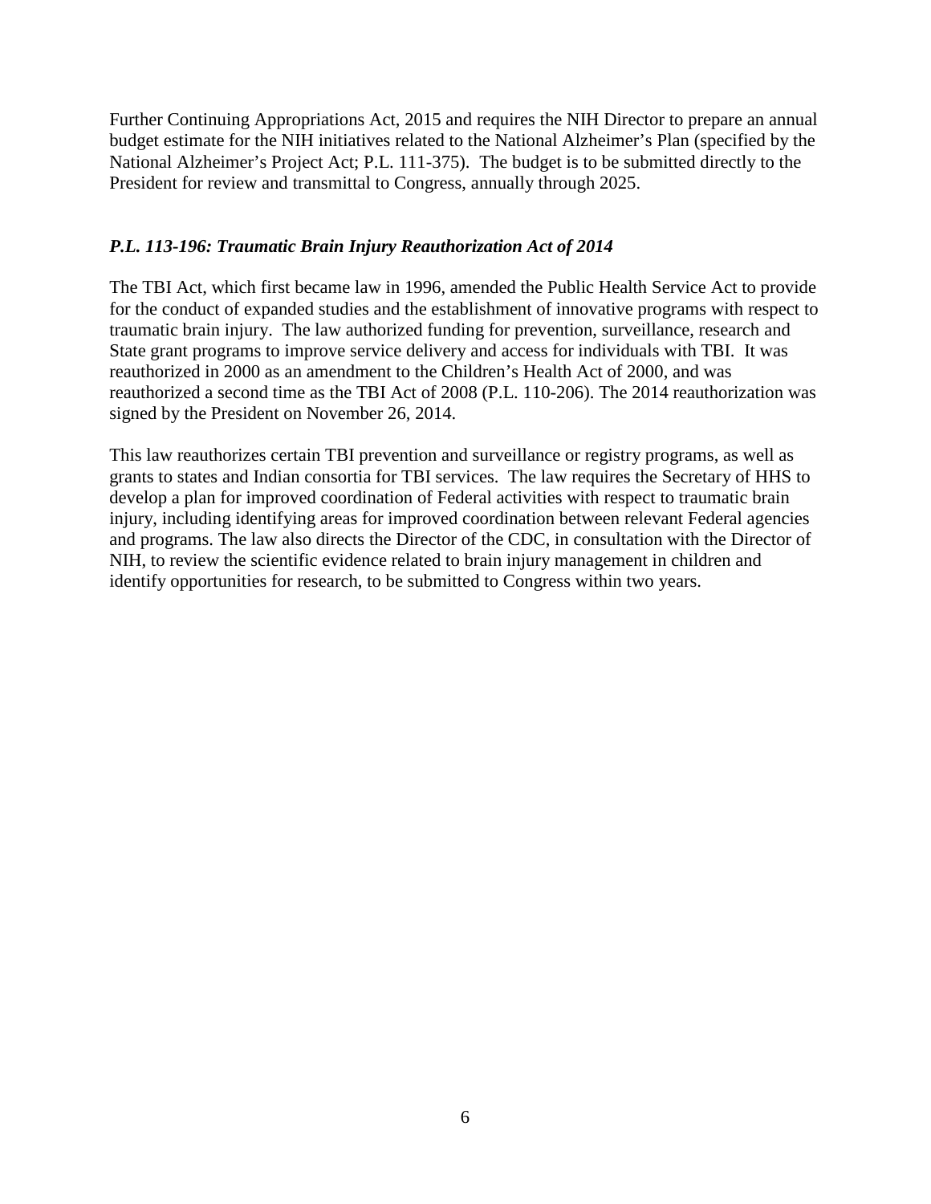Further Continuing Appropriations Act, 2015 and requires the NIH Director to prepare an annual budget estimate for the NIH initiatives related to the National Alzheimer's Plan (specified by the National Alzheimer's Project Act; P.L. 111-375). The budget is to be submitted directly to the President for review and transmittal to Congress, annually through 2025.

### *P.L. 113-196: Traumatic Brain Injury Reauthorization Act of 2014*

The TBI Act, which first became law in 1996, amended the Public Health Service Act to provide for the conduct of expanded studies and the establishment of innovative programs with respect to traumatic brain injury. The law authorized funding for prevention, surveillance, research and State grant programs to improve service delivery and access for individuals with TBI. It was reauthorized in 2000 as an amendment to the Children's Health Act of 2000, and was reauthorized a second time as the TBI Act of 2008 (P.L. 110-206). The 2014 reauthorization was signed by the President on November 26, 2014.

This law reauthorizes certain TBI prevention and surveillance or registry programs, as well as grants to states and Indian consortia for TBI services. The law requires the Secretary of HHS to develop a plan for improved coordination of Federal activities with respect to traumatic brain injury, including identifying areas for improved coordination between relevant Federal agencies and programs. The law also directs the Director of the CDC, in consultation with the Director of NIH, to review the scientific evidence related to brain injury management in children and identify opportunities for research, to be submitted to Congress within two years.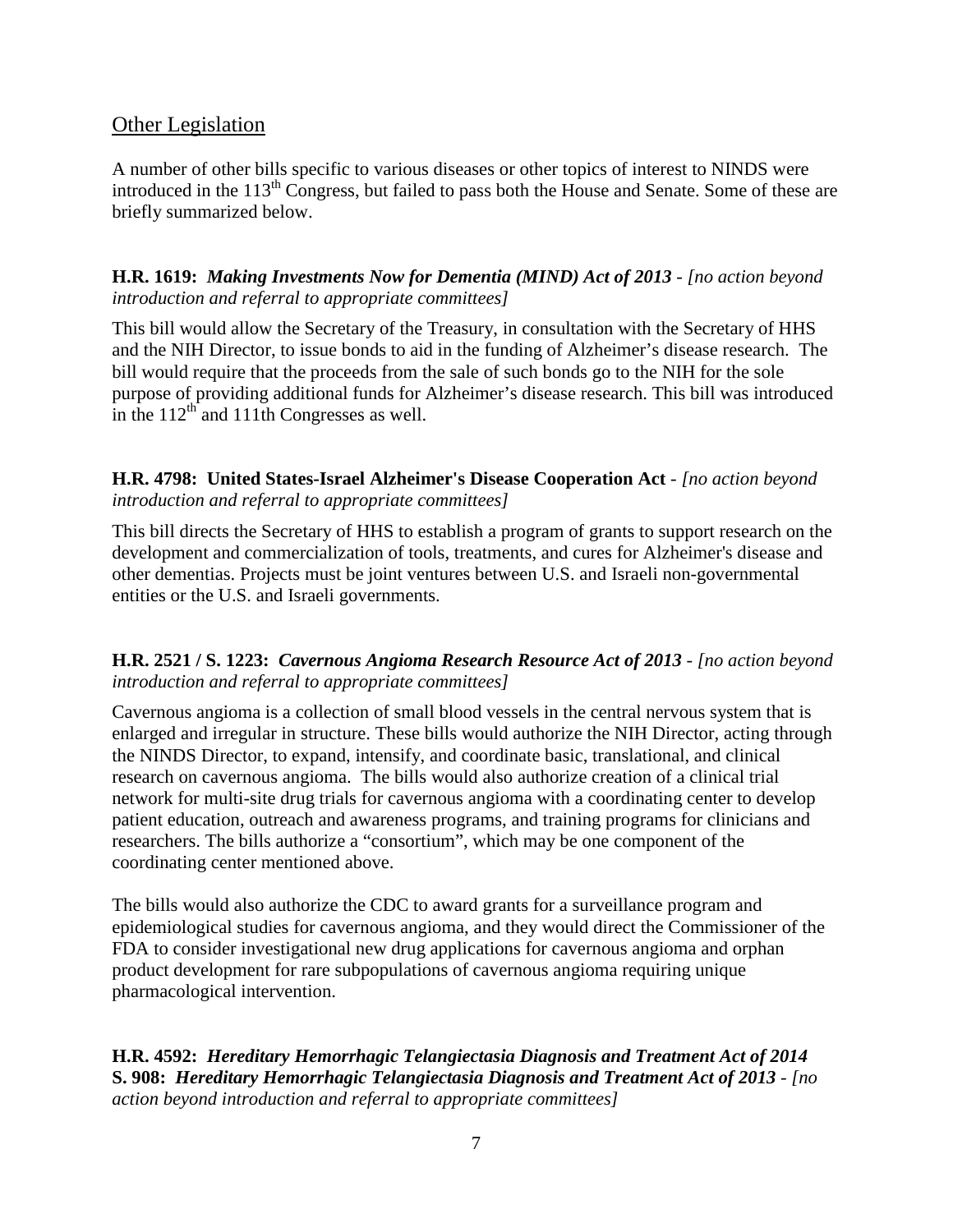## Other Legislation

A number of other bills specific to various diseases or other topics of interest to NINDS were introduced in the 113th Congress, but failed to pass both the House and Senate. Some of these are briefly summarized below.

**H.R. 1619:** ***Making Investments Now for Dementia (MIND) Act of 2013*** - *[no action beyond introduction and referral to appropriate committees]*

This bill would allow the Secretary of the Treasury, in consultation with the Secretary of HHS and the NIH Director, to issue bonds to aid in the funding of Alzheimer's disease research. The bill would require that the proceeds from the sale of such bonds go to the NIH for the sole purpose of providing additional funds for Alzheimer's disease research. This bill was introduced in the 112th and 111th Congresses as well.

**H.R. 4798: United States-Israel Alzheimer's Disease Cooperation Act** - *[no action beyond introduction and referral to appropriate committees]*

This bill directs the Secretary of HHS to establish a program of grants to support research on the development and commercialization of tools, treatments, and cures for Alzheimer's disease and other dementias. Projects must be joint ventures between U.S. and Israeli non-governmental entities or the U.S. and Israeli governments.

**H.R. 2521 / S. 1223:** ***Cavernous Angioma Research Resource Act of 2013*** - *[no action beyond introduction and referral to appropriate committees]*

Cavernous angioma is a collection of small blood vessels in the central nervous system that is enlarged and irregular in structure. These bills would authorize the NIH Director, acting through the NINDS Director, to expand, intensify, and coordinate basic, translational, and clinical research on cavernous angioma. The bills would also authorize creation of a clinical trial network for multi-site drug trials for cavernous angioma with a coordinating center to develop patient education, outreach and awareness programs, and training programs for clinicians and researchers. The bills authorize a "consortium", which may be one component of the coordinating center mentioned above.

The bills would also authorize the CDC to award grants for a surveillance program and epidemiological studies for cavernous angioma, and they would direct the Commissioner of the FDA to consider investigational new drug applications for cavernous angioma and orphan product development for rare subpopulations of cavernous angioma requiring unique pharmacological intervention.

**H.R. 4592:** ***Hereditary Hemorrhagic Telangiectasia Diagnosis and Treatment Act of 2014***
**S. 908:** ***Hereditary Hemorrhagic Telangiectasia Diagnosis and Treatment Act of 2013*** - *[no action beyond introduction and referral to appropriate committees]*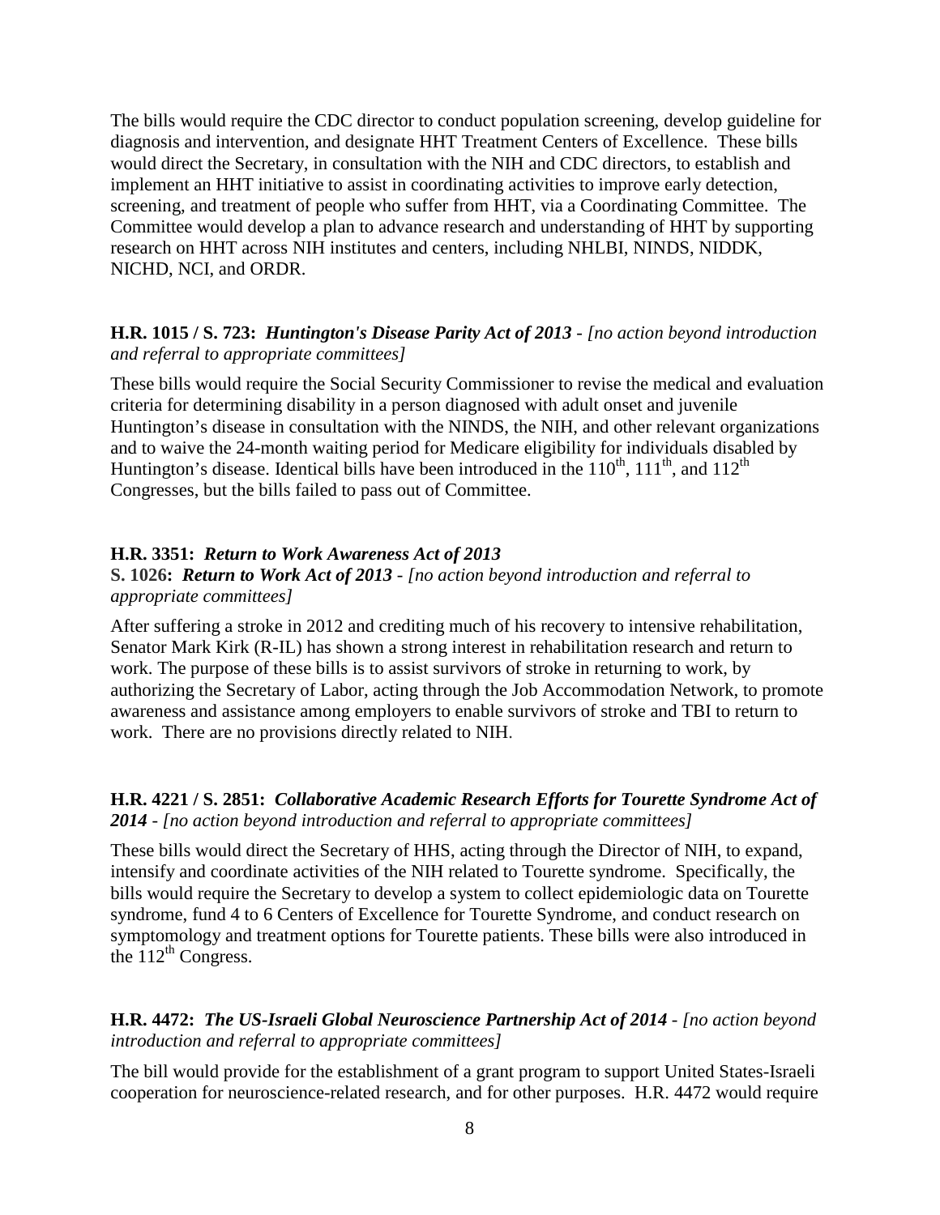The bills would require the CDC director to conduct population screening, develop guideline for diagnosis and intervention, and designate HHT Treatment Centers of Excellence. These bills would direct the Secretary, in consultation with the NIH and CDC directors, to establish and implement an HHT initiative to assist in coordinating activities to improve early detection, screening, and treatment of people who suffer from HHT, via a Coordinating Committee. The Committee would develop a plan to advance research and understanding of HHT by supporting research on HHT across NIH institutes and centers, including NHLBI, NINDS, NIDDK, NICHD, NCI, and ORDR.

**H.R. 1015 / S. 723:** ***Huntington's Disease Parity Act of 2013*** *- [no action beyond introduction and referral to appropriate committees]*

These bills would require the Social Security Commissioner to revise the medical and evaluation criteria for determining disability in a person diagnosed with adult onset and juvenile Huntington's disease in consultation with the NINDS, the NIH, and other relevant organizations and to waive the 24-month waiting period for Medicare eligibility for individuals disabled by Huntington's disease. Identical bills have been introduced in the 110th, 111th, and 112th Congresses, but the bills failed to pass out of Committee.

**H.R. 3351:** ***Return to Work Awareness Act of 2013***
**S. 1026:** ***Return to Work Act of 2013*** *- [no action beyond introduction and referral to appropriate committees]*

After suffering a stroke in 2012 and crediting much of his recovery to intensive rehabilitation, Senator Mark Kirk (R-IL) has shown a strong interest in rehabilitation research and return to work. The purpose of these bills is to assist survivors of stroke in returning to work, by authorizing the Secretary of Labor, acting through the Job Accommodation Network, to promote awareness and assistance among employers to enable survivors of stroke and TBI to return to work. There are no provisions directly related to NIH.

**H.R. 4221 / S. 2851:** ***Collaborative Academic Research Efforts for Tourette Syndrome Act of 2014*** *- [no action beyond introduction and referral to appropriate committees]*

These bills would direct the Secretary of HHS, acting through the Director of NIH, to expand, intensify and coordinate activities of the NIH related to Tourette syndrome. Specifically, the bills would require the Secretary to develop a system to collect epidemiologic data on Tourette syndrome, fund 4 to 6 Centers of Excellence for Tourette Syndrome, and conduct research on symptomology and treatment options for Tourette patients. These bills were also introduced in the 112th Congress.

**H.R. 4472:** ***The US-Israeli Global Neuroscience Partnership Act of 2014*** *- [no action beyond introduction and referral to appropriate committees]*

The bill would provide for the establishment of a grant program to support United States-Israeli cooperation for neuroscience-related research, and for other purposes. H.R. 4472 would require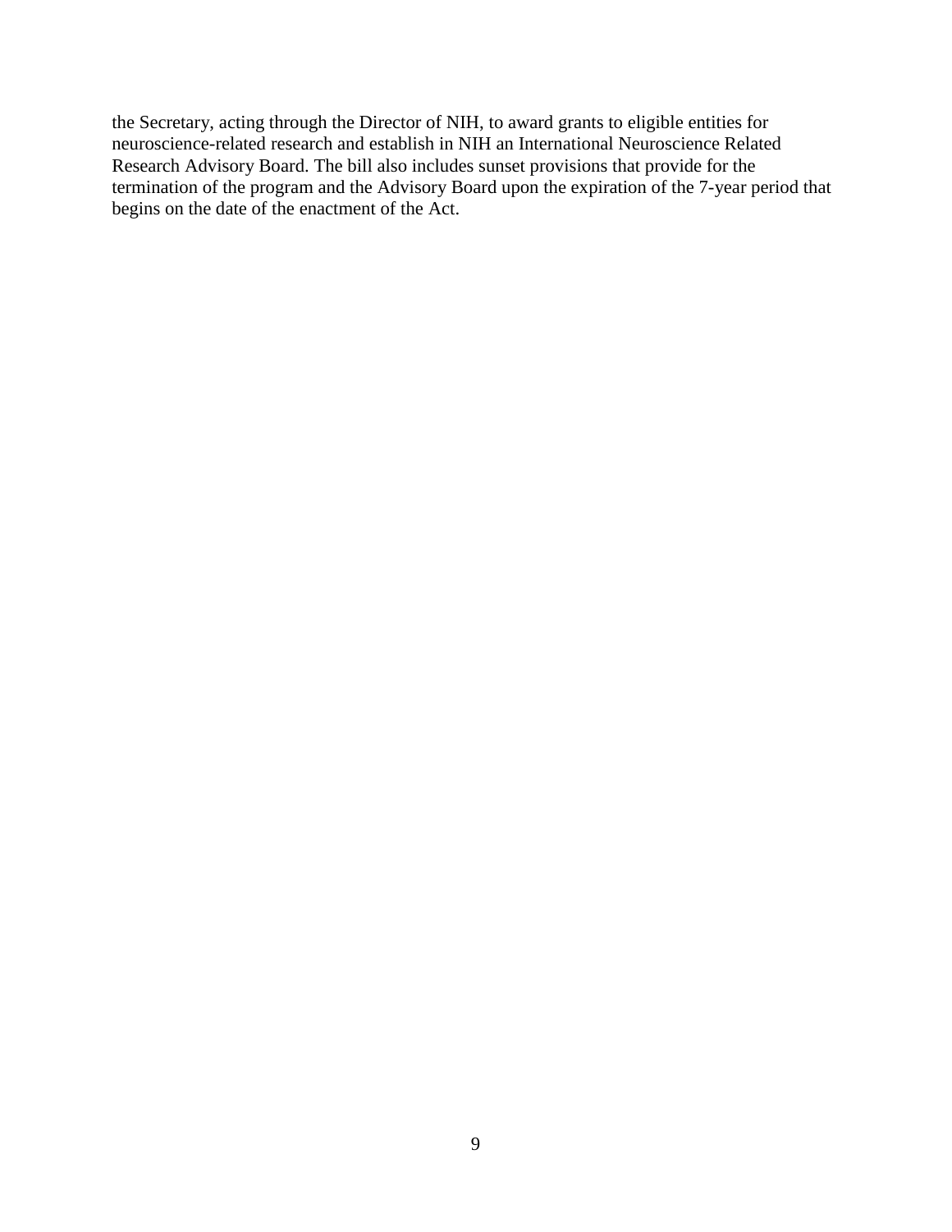the Secretary, acting through the Director of NIH, to award grants to eligible entities for neuroscience-related research and establish in NIH an International Neuroscience Related Research Advisory Board. The bill also includes sunset provisions that provide for the termination of the program and the Advisory Board upon the expiration of the 7-year period that begins on the date of the enactment of the Act.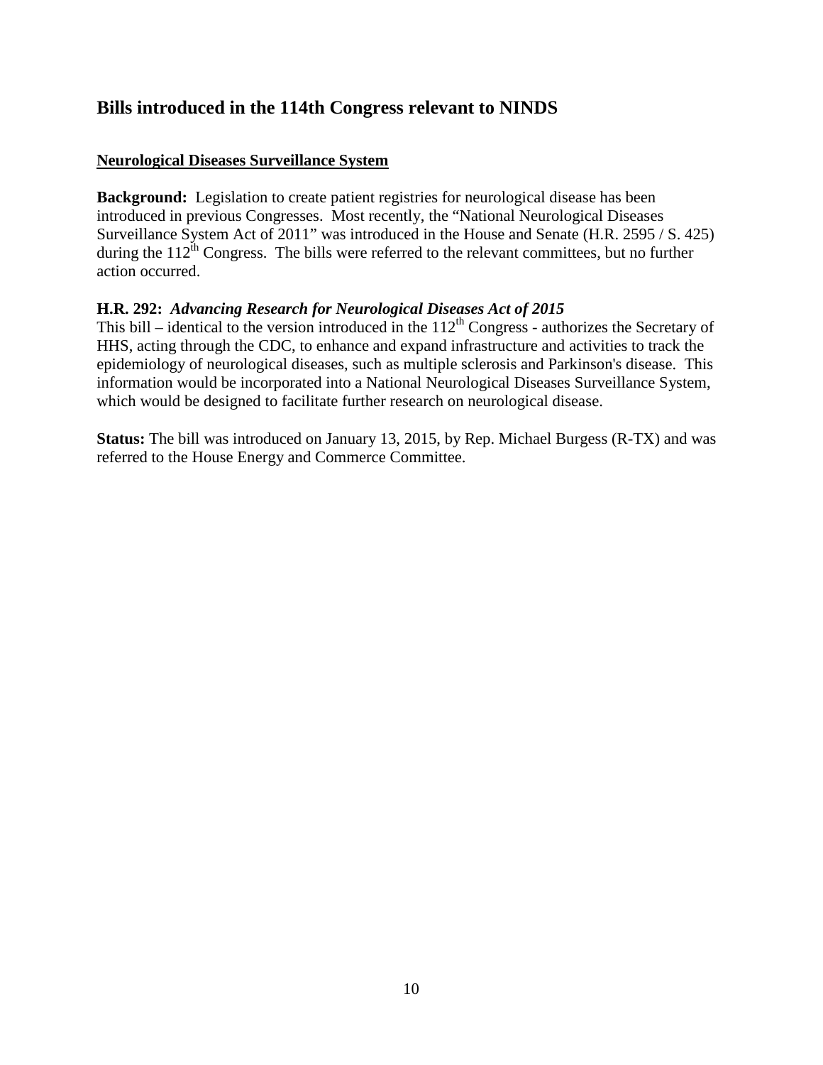## Bills introduced in the 114th Congress relevant to NINDS

**Neurological Diseases Surveillance System**

**Background:** Legislation to create patient registries for neurological disease has been introduced in previous Congresses. Most recently, the "National Neurological Diseases Surveillance System Act of 2011" was introduced in the House and Senate (H.R. 2595 / S. 425) during the 112th Congress. The bills were referred to the relevant committees, but no further action occurred.

**H.R. 292:** ***Advancing Research for Neurological Diseases Act of 2015***
This bill – identical to the version introduced in the 112th Congress - authorizes the Secretary of HHS, acting through the CDC, to enhance and expand infrastructure and activities to track the epidemiology of neurological diseases, such as multiple sclerosis and Parkinson's disease. This information would be incorporated into a National Neurological Diseases Surveillance System, which would be designed to facilitate further research on neurological disease.

**Status:** The bill was introduced on January 13, 2015, by Rep. Michael Burgess (R-TX) and was referred to the House Energy and Commerce Committee.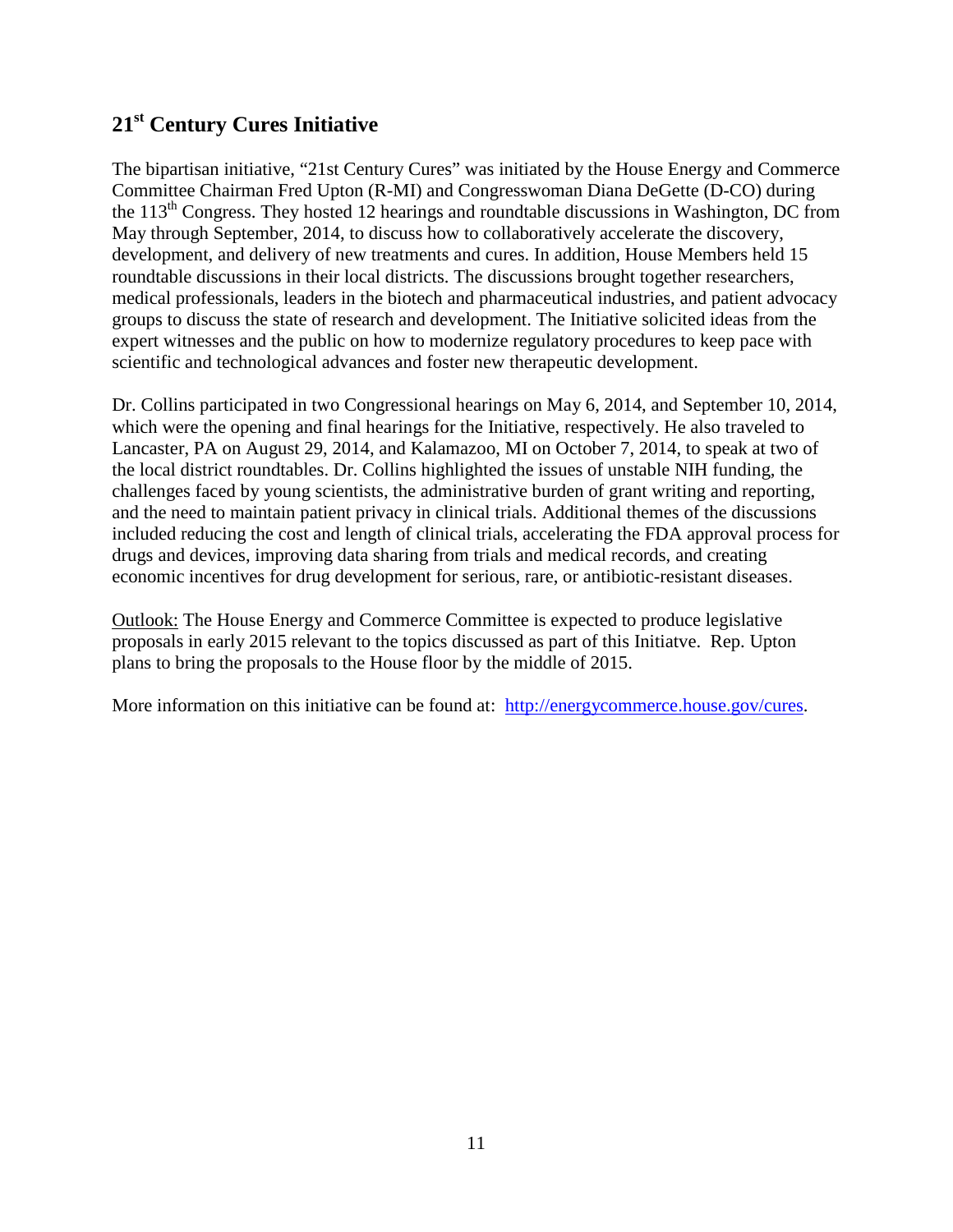## 21st Century Cures Initiative

The bipartisan initiative, "21st Century Cures" was initiated by the House Energy and Commerce Committee Chairman Fred Upton (R-MI) and Congresswoman Diana DeGette (D-CO) during the 113th Congress. They hosted 12 hearings and roundtable discussions in Washington, DC from May through September, 2014, to discuss how to collaboratively accelerate the discovery, development, and delivery of new treatments and cures. In addition, House Members held 15 roundtable discussions in their local districts. The discussions brought together researchers, medical professionals, leaders in the biotech and pharmaceutical industries, and patient advocacy groups to discuss the state of research and development. The Initiative solicited ideas from the expert witnesses and the public on how to modernize regulatory procedures to keep pace with scientific and technological advances and foster new therapeutic development.

Dr. Collins participated in two Congressional hearings on May 6, 2014, and September 10, 2014, which were the opening and final hearings for the Initiative, respectively. He also traveled to Lancaster, PA on August 29, 2014, and Kalamazoo, MI on October 7, 2014, to speak at two of the local district roundtables. Dr. Collins highlighted the issues of unstable NIH funding, the challenges faced by young scientists, the administrative burden of grant writing and reporting, and the need to maintain patient privacy in clinical trials. Additional themes of the discussions included reducing the cost and length of clinical trials, accelerating the FDA approval process for drugs and devices, improving data sharing from trials and medical records, and creating economic incentives for drug development for serious, rare, or antibiotic-resistant diseases.

Outlook: The House Energy and Commerce Committee is expected to produce legislative proposals in early 2015 relevant to the topics discussed as part of this Initiatve. Rep. Upton plans to bring the proposals to the House floor by the middle of 2015.

More information on this initiative can be found at: http://energycommerce.house.gov/cures.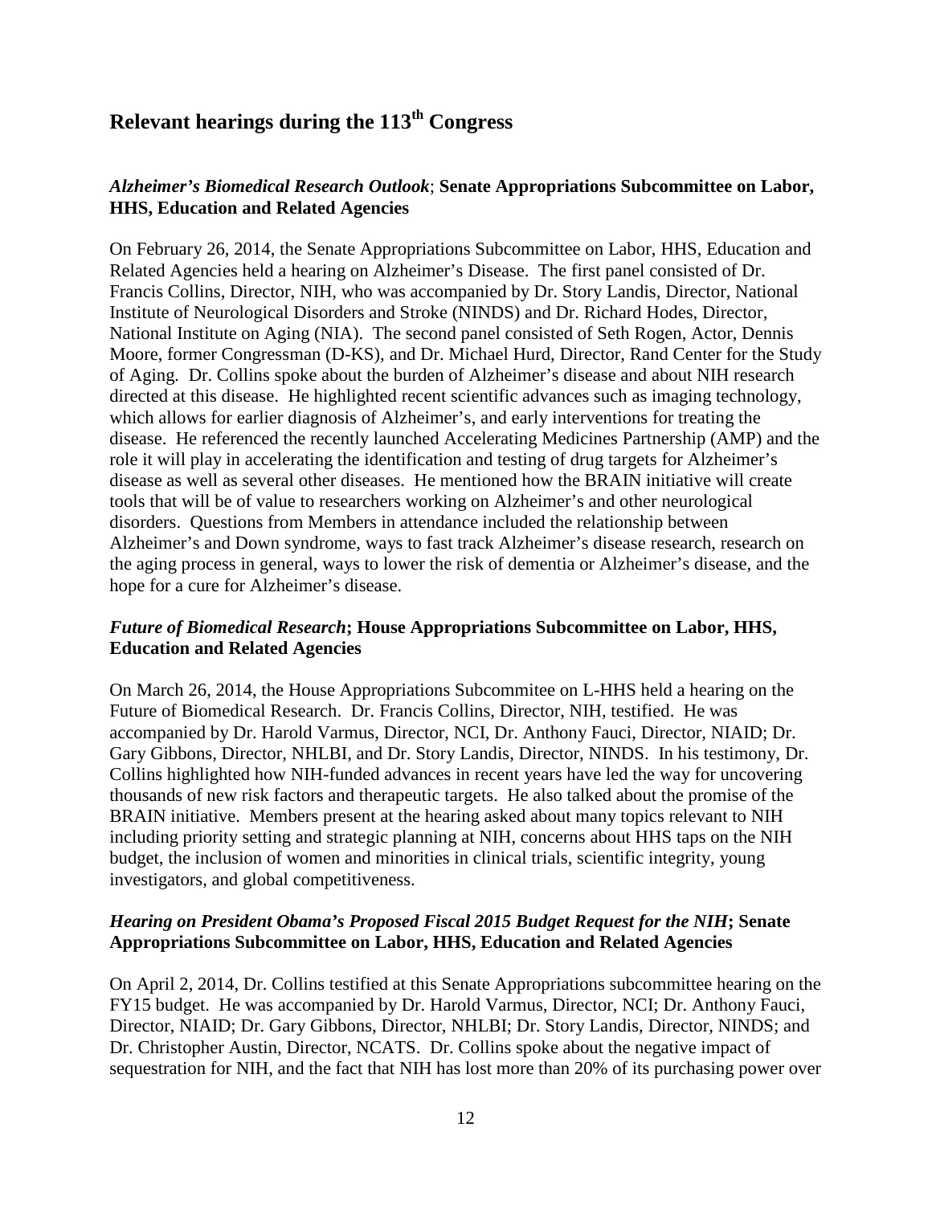# Relevant hearings during the 113th Congress

### *Alzheimer's Biomedical Research Outlook*; **Senate Appropriations Subcommittee on Labor, HHS, Education and Related Agencies**

On February 26, 2014, the Senate Appropriations Subcommittee on Labor, HHS, Education and Related Agencies held a hearing on Alzheimer's Disease. The first panel consisted of Dr. Francis Collins, Director, NIH, who was accompanied by Dr. Story Landis, Director, National Institute of Neurological Disorders and Stroke (NINDS) and Dr. Richard Hodes, Director, National Institute on Aging (NIA). The second panel consisted of Seth Rogen, Actor, Dennis Moore, former Congressman (D-KS), and Dr. Michael Hurd, Director, Rand Center for the Study of Aging. Dr. Collins spoke about the burden of Alzheimer's disease and about NIH research directed at this disease. He highlighted recent scientific advances such as imaging technology, which allows for earlier diagnosis of Alzheimer's, and early interventions for treating the disease. He referenced the recently launched Accelerating Medicines Partnership (AMP) and the role it will play in accelerating the identification and testing of drug targets for Alzheimer's disease as well as several other diseases. He mentioned how the BRAIN initiative will create tools that will be of value to researchers working on Alzheimer's and other neurological disorders. Questions from Members in attendance included the relationship between Alzheimer's and Down syndrome, ways to fast track Alzheimer's disease research, research on the aging process in general, ways to lower the risk of dementia or Alzheimer's disease, and the hope for a cure for Alzheimer's disease.

### *Future of Biomedical Research*; **House Appropriations Subcommittee on Labor, HHS, Education and Related Agencies**

On March 26, 2014, the House Appropriations Subcommitee on L-HHS held a hearing on the Future of Biomedical Research. Dr. Francis Collins, Director, NIH, testified. He was accompanied by Dr. Harold Varmus, Director, NCI, Dr. Anthony Fauci, Director, NIAID; Dr. Gary Gibbons, Director, NHLBI, and Dr. Story Landis, Director, NINDS. In his testimony, Dr. Collins highlighted how NIH-funded advances in recent years have led the way for uncovering thousands of new risk factors and therapeutic targets. He also talked about the promise of the BRAIN initiative. Members present at the hearing asked about many topics relevant to NIH including priority setting and strategic planning at NIH, concerns about HHS taps on the NIH budget, the inclusion of women and minorities in clinical trials, scientific integrity, young investigators, and global competitiveness.

### *Hearing on President Obama's Proposed Fiscal 2015 Budget Request for the NIH*; **Senate Appropriations Subcommittee on Labor, HHS, Education and Related Agencies**

On April 2, 2014, Dr. Collins testified at this Senate Appropriations subcommittee hearing on the FY15 budget. He was accompanied by Dr. Harold Varmus, Director, NCI; Dr. Anthony Fauci, Director, NIAID; Dr. Gary Gibbons, Director, NHLBI; Dr. Story Landis, Director, NINDS; and Dr. Christopher Austin, Director, NCATS. Dr. Collins spoke about the negative impact of sequestration for NIH, and the fact that NIH has lost more than 20% of its purchasing power over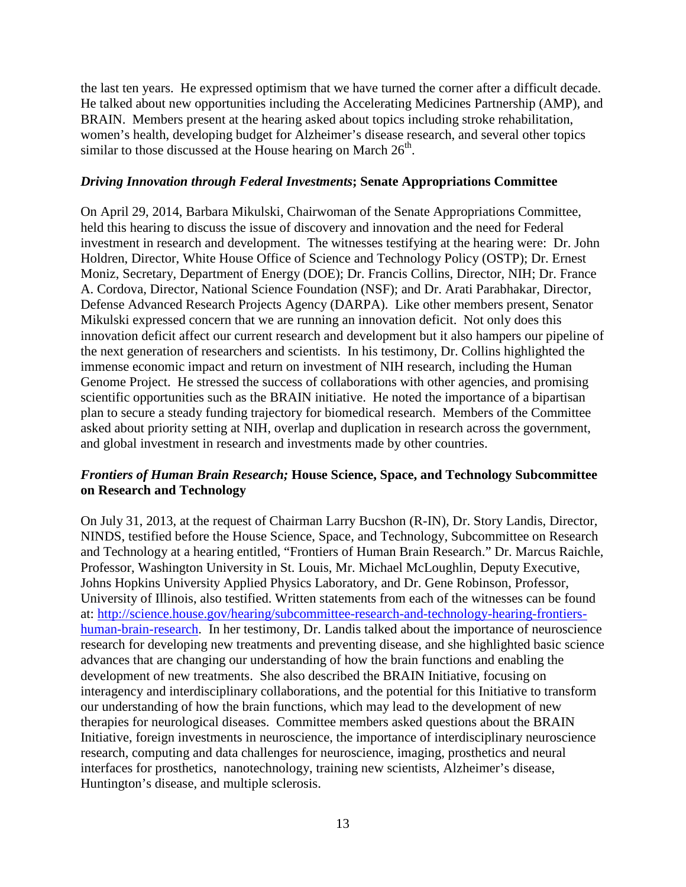the last ten years. He expressed optimism that we have turned the corner after a difficult decade. He talked about new opportunities including the Accelerating Medicines Partnership (AMP), and BRAIN. Members present at the hearing asked about topics including stroke rehabilitation, women's health, developing budget for Alzheimer's disease research, and several other topics similar to those discussed at the House hearing on March 26th.

### *Driving Innovation through Federal Investments*; Senate Appropriations Committee

On April 29, 2014, Barbara Mikulski, Chairwoman of the Senate Appropriations Committee, held this hearing to discuss the issue of discovery and innovation and the need for Federal investment in research and development. The witnesses testifying at the hearing were: Dr. John Holdren, Director, White House Office of Science and Technology Policy (OSTP); Dr. Ernest Moniz, Secretary, Department of Energy (DOE); Dr. Francis Collins, Director, NIH; Dr. France A. Cordova, Director, National Science Foundation (NSF); and Dr. Arati Parabhakar, Director, Defense Advanced Research Projects Agency (DARPA). Like other members present, Senator Mikulski expressed concern that we are running an innovation deficit. Not only does this innovation deficit affect our current research and development but it also hampers our pipeline of the next generation of researchers and scientists. In his testimony, Dr. Collins highlighted the immense economic impact and return on investment of NIH research, including the Human Genome Project. He stressed the success of collaborations with other agencies, and promising scientific opportunities such as the BRAIN initiative. He noted the importance of a bipartisan plan to secure a steady funding trajectory for biomedical research. Members of the Committee asked about priority setting at NIH, overlap and duplication in research across the government, and global investment in research and investments made by other countries.

### *Frontiers of Human Brain Research;* House Science, Space, and Technology Subcommittee on Research and Technology

On July 31, 2013, at the request of Chairman Larry Bucshon (R-IN), Dr. Story Landis, Director, NINDS, testified before the House Science, Space, and Technology, Subcommittee on Research and Technology at a hearing entitled, "Frontiers of Human Brain Research." Dr. Marcus Raichle, Professor, Washington University in St. Louis, Mr. Michael McLoughlin, Deputy Executive, Johns Hopkins University Applied Physics Laboratory, and Dr. Gene Robinson, Professor, University of Illinois, also testified. Written statements from each of the witnesses can be found at: [http://science.house.gov/hearing/subcommittee-research-and-technology-hearing-frontiers-human-brain-research](http://science.house.gov/hearing/subcommittee-research-and-technology-hearing-frontiers-human-brain-research). In her testimony, Dr. Landis talked about the importance of neuroscience research for developing new treatments and preventing disease, and she highlighted basic science advances that are changing our understanding of how the brain functions and enabling the development of new treatments. She also described the BRAIN Initiative, focusing on interagency and interdisciplinary collaborations, and the potential for this Initiative to transform our understanding of how the brain functions, which may lead to the development of new therapies for neurological diseases. Committee members asked questions about the BRAIN Initiative, foreign investments in neuroscience, the importance of interdisciplinary neuroscience research, computing and data challenges for neuroscience, imaging, prosthetics and neural interfaces for prosthetics, nanotechnology, training new scientists, Alzheimer's disease, Huntington's disease, and multiple sclerosis.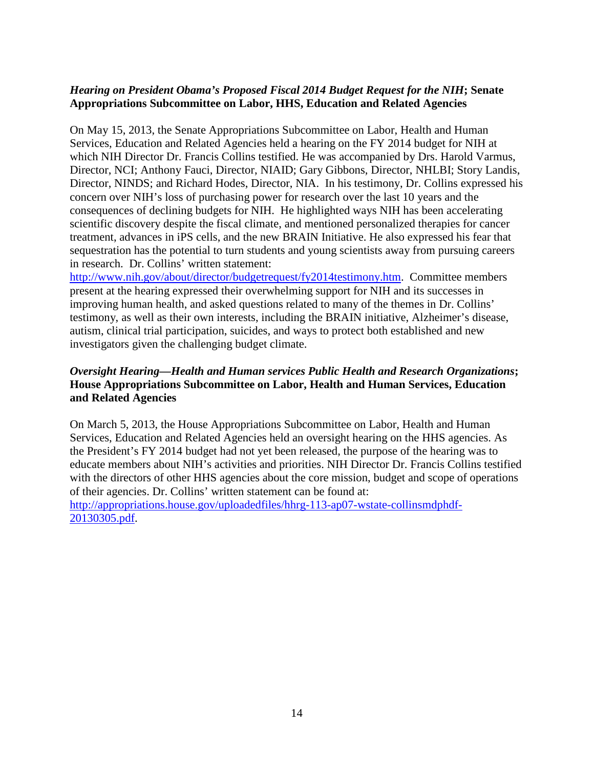***Hearing on President Obama's Proposed Fiscal 2014 Budget Request for the NIH*; Senate Appropriations Subcommittee on Labor, HHS, Education and Related Agencies**

On May 15, 2013, the Senate Appropriations Subcommittee on Labor, Health and Human Services, Education and Related Agencies held a hearing on the FY 2014 budget for NIH at which NIH Director Dr. Francis Collins testified. He was accompanied by Drs. Harold Varmus, Director, NCI; Anthony Fauci, Director, NIAID; Gary Gibbons, Director, NHLBI; Story Landis, Director, NINDS; and Richard Hodes, Director, NIA. In his testimony, Dr. Collins expressed his concern over NIH's loss of purchasing power for research over the last 10 years and the consequences of declining budgets for NIH. He highlighted ways NIH has been accelerating scientific discovery despite the fiscal climate, and mentioned personalized therapies for cancer treatment, advances in iPS cells, and the new BRAIN Initiative. He also expressed his fear that sequestration has the potential to turn students and young scientists away from pursuing careers in research. Dr. Collins' written statement: http://www.nih.gov/about/director/budgetrequest/fy2014testimony.htm. Committee members present at the hearing expressed their overwhelming support for NIH and its successes in improving human health, and asked questions related to many of the themes in Dr. Collins' testimony, as well as their own interests, including the BRAIN initiative, Alzheimer's disease, autism, clinical trial participation, suicides, and ways to protect both established and new investigators given the challenging budget climate.

***Oversight Hearing—Health and Human services Public Health and Research Organizations*; House Appropriations Subcommittee on Labor, Health and Human Services, Education and Related Agencies**

On March 5, 2013, the House Appropriations Subcommittee on Labor, Health and Human Services, Education and Related Agencies held an oversight hearing on the HHS agencies. As the President's FY 2014 budget had not yet been released, the purpose of the hearing was to educate members about NIH's activities and priorities. NIH Director Dr. Francis Collins testified with the directors of other HHS agencies about the core mission, budget and scope of operations of their agencies. Dr. Collins' written statement can be found at: http://appropriations.house.gov/uploadedfiles/hhrg-113-ap07-wstate-collinsmdphdf-20130305.pdf.